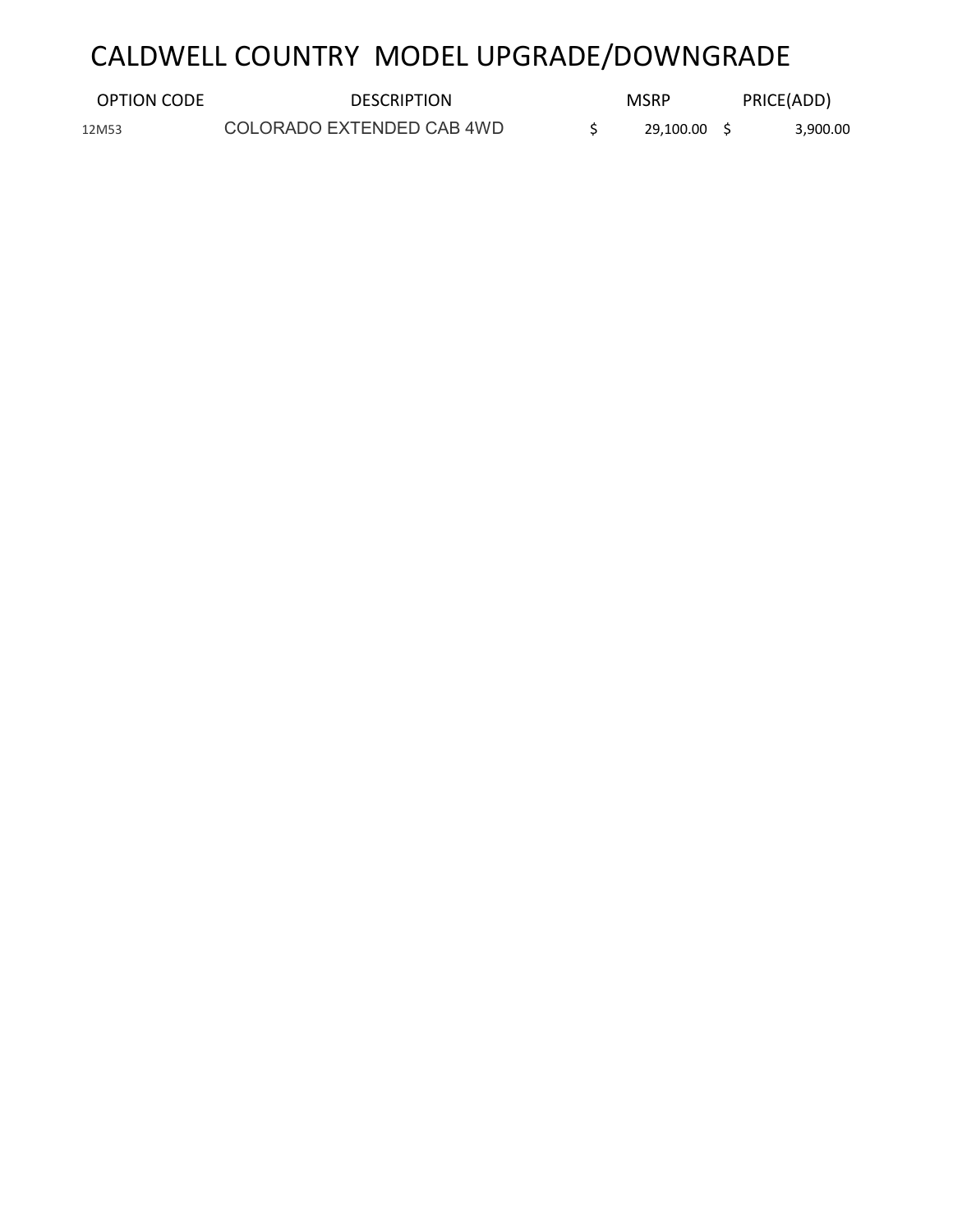# CALDWELL COUNTRY MODEL UPGRADE/DOWNGRADE

| OPTION CODE | DESCRIPTION | MSRP | PRICE(ADD) |
|---|---|---|---|
| 12M53 | COLORADO EXTENDED CAB 4WD | $ 29,100.00 | $ 3,900.00 |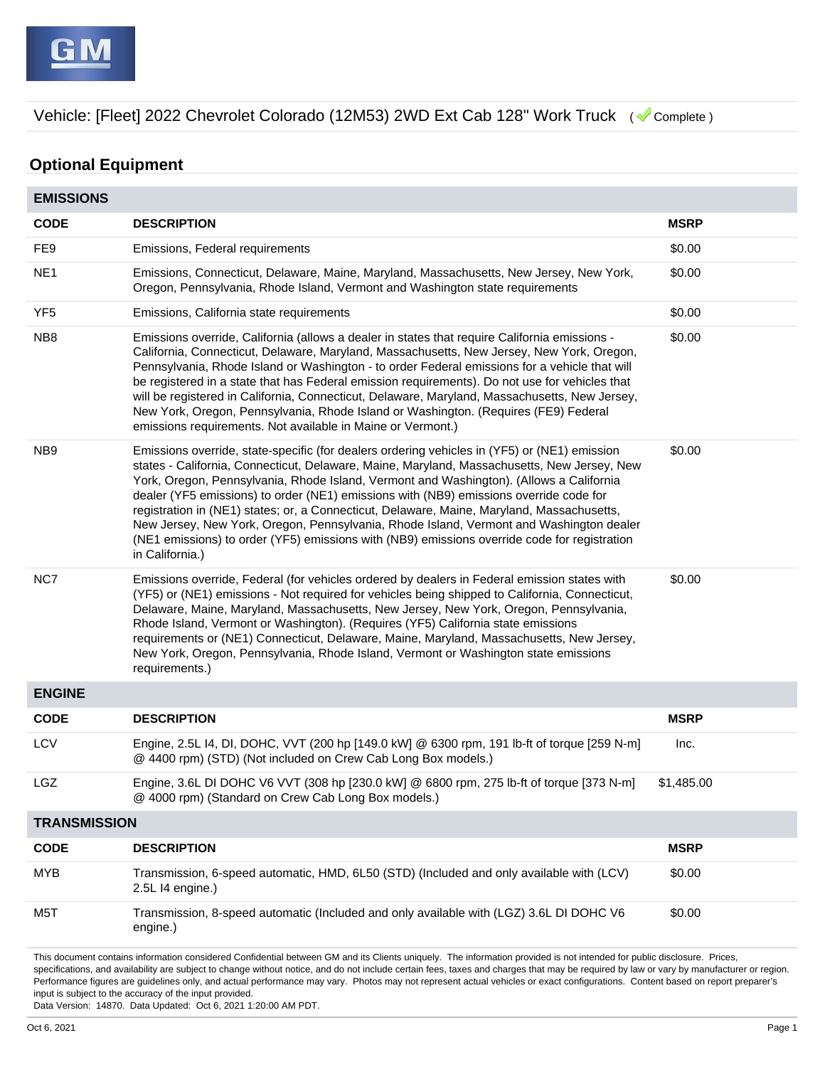Vehicle: [Fleet] 2022 Chevrolet Colorado (12M53) 2WD Ext Cab 128" Work Truck ( Complete )

## Optional Equipment

### EMISSIONS

| CODE | DESCRIPTION | MSRP |
|---|---|---|
| FE9 | Emissions, Federal requirements | $0.00 |
| NE1 | Emissions, Connecticut, Delaware, Maine, Maryland, Massachusetts, New Jersey, New York, Oregon, Pennsylvania, Rhode Island, Vermont and Washington state requirements | $0.00 |
| YF5 | Emissions, California state requirements | $0.00 |
| NB8 | Emissions override, California (allows a dealer in states that require California emissions - California, Connecticut, Delaware, Maryland, Massachusetts, New Jersey, New York, Oregon, Pennsylvania, Rhode Island or Washington - to order Federal emissions for a vehicle that will be registered in a state that has Federal emission requirements). Do not use for vehicles that will be registered in California, Connecticut, Delaware, Maryland, Massachusetts, New Jersey, New York, Oregon, Pennsylvania, Rhode Island or Washington. (Requires (FE9) Federal emissions requirements. Not available in Maine or Vermont.) | $0.00 |
| NB9 | Emissions override, state-specific (for dealers ordering vehicles in (YF5) or (NE1) emission states - California, Connecticut, Delaware, Maine, Maryland, Massachusetts, New Jersey, New York, Oregon, Pennsylvania, Rhode Island, Vermont and Washington). (Allows a California dealer (YF5 emissions) to order (NE1) emissions with (NB9) emissions override code for registration in (NE1) states; or, a Connecticut, Delaware, Maine, Maryland, Massachusetts, New Jersey, New York, Oregon, Pennsylvania, Rhode Island, Vermont and Washington dealer (NE1 emissions) to order (YF5) emissions with (NB9) emissions override code for registration in California.) | $0.00 |
| NC7 | Emissions override, Federal (for vehicles ordered by dealers in Federal emission states with (YF5) or (NE1) emissions - Not required for vehicles being shipped to California, Connecticut, Delaware, Maine, Maryland, Massachusetts, New Jersey, New York, Oregon, Pennsylvania, Rhode Island, Vermont or Washington). (Requires (YF5) California state emissions requirements or (NE1) Connecticut, Delaware, Maine, Maryland, Massachusetts, New Jersey, New York, Oregon, Pennsylvania, Rhode Island, Vermont or Washington state emissions requirements.) | $0.00 |

### ENGINE

| CODE | DESCRIPTION | MSRP |
|---|---|---|
| LCV | Engine, 2.5L I4, DI, DOHC, VVT (200 hp [149.0 kW] @ 6300 rpm, 191 lb-ft of torque [259 N-m] @ 4400 rpm) (STD) (Not included on Crew Cab Long Box models.) | Inc. |
| LGZ | Engine, 3.6L DI DOHC V6 VVT (308 hp [230.0 kW] @ 6800 rpm, 275 lb-ft of torque [373 N-m] @ 4000 rpm) (Standard on Crew Cab Long Box models.) | $1,485.00 |

### TRANSMISSION

| CODE | DESCRIPTION | MSRP |
|---|---|---|
| MYB | Transmission, 6-speed automatic, HMD, 6L50 (STD) (Included and only available with (LCV) 2.5L I4 engine.) | $0.00 |
| M5T | Transmission, 8-speed automatic (Included and only available with (LGZ) 3.6L DI DOHC V6 engine.) | $0.00 |

This document contains information considered Confidential between GM and its Clients uniquely. The information provided is not intended for public disclosure. Prices, specifications, and availability are subject to change without notice, and do not include certain fees, taxes and charges that may be required by law or vary by manufacturer or region. Performance figures are guidelines only, and actual performance may vary. Photos may not represent actual vehicles or exact configurations. Content based on report preparer's input is subject to the accuracy of the input provided.
Data Version: 14870. Data Updated: Oct 6, 2021 1:20:00 AM PDT.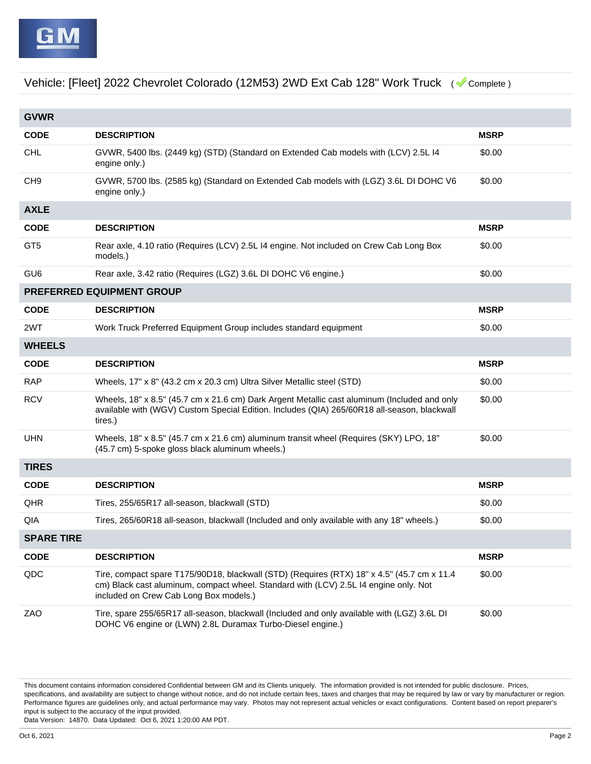Vehicle: [Fleet] 2022 Chevrolet Colorado (12M53) 2WD Ext Cab 128" Work Truck ( Complete )

## GVWR

| CODE | DESCRIPTION | MSRP |
|---|---|---|
| CHL | GVWR, 5400 lbs. (2449 kg) (STD) (Standard on Extended Cab models with (LCV) 2.5L I4 engine only.) | $0.00 |
| CH9 | GVWR, 5700 lbs. (2585 kg) (Standard on Extended Cab models with (LGZ) 3.6L DI DOHC V6 engine only.) | $0.00 |

## AXLE

| CODE | DESCRIPTION | MSRP |
|---|---|---|
| GT5 | Rear axle, 4.10 ratio (Requires (LCV) 2.5L I4 engine. Not included on Crew Cab Long Box models.) | $0.00 |
| GU6 | Rear axle, 3.42 ratio (Requires (LGZ) 3.6L DI DOHC V6 engine.) | $0.00 |

## PREFERRED EQUIPMENT GROUP

| CODE | DESCRIPTION | MSRP |
|---|---|---|
| 2WT | Work Truck Preferred Equipment Group includes standard equipment | $0.00 |

## WHEELS

| CODE | DESCRIPTION | MSRP |
|---|---|---|
| RAP | Wheels, 17" x 8" (43.2 cm x 20.3 cm) Ultra Silver Metallic steel (STD) | $0.00 |
| RCV | Wheels, 18" x 8.5" (45.7 cm x 21.6 cm) Dark Argent Metallic cast aluminum (Included and only available with (WGV) Custom Special Edition. Includes (QIA) 265/60R18 all-season, blackwall tires.) | $0.00 |
| UHN | Wheels, 18" x 8.5" (45.7 cm x 21.6 cm) aluminum transit wheel (Requires (SKY) LPO, 18" (45.7 cm) 5-spoke gloss black aluminum wheels.) | $0.00 |

## TIRES

| CODE | DESCRIPTION | MSRP |
|---|---|---|
| QHR | Tires, 255/65R17 all-season, blackwall (STD) | $0.00 |
| QIA | Tires, 265/60R18 all-season, blackwall (Included and only available with any 18" wheels.) | $0.00 |

## SPARE TIRE

| CODE | DESCRIPTION | MSRP |
|---|---|---|
| QDC | Tire, compact spare T175/90D18, blackwall (STD) (Requires (RTX) 18" x 4.5" (45.7 cm x 11.4 cm) Black cast aluminum, compact wheel. Standard with (LCV) 2.5L I4 engine only. Not included on Crew Cab Long Box models.) | $0.00 |
| ZAO | Tire, spare 255/65R17 all-season, blackwall (Included and only available with (LGZ) 3.6L DI DOHC V6 engine or (LWN) 2.8L Duramax Turbo-Diesel engine.) | $0.00 |

This document contains information considered Confidential between GM and its Clients uniquely. The information provided is not intended for public disclosure. Prices, specifications, and availability are subject to change without notice, and do not include certain fees, taxes and charges that may be required by law or vary by manufacturer or region. Performance figures are guidelines only, and actual performance may vary. Photos may not represent actual vehicles or exact configurations. Content based on report preparer's input is subject to the accuracy of the input provided.
Data Version: 14870. Data Updated: Oct 6, 2021 1:20:00 AM PDT.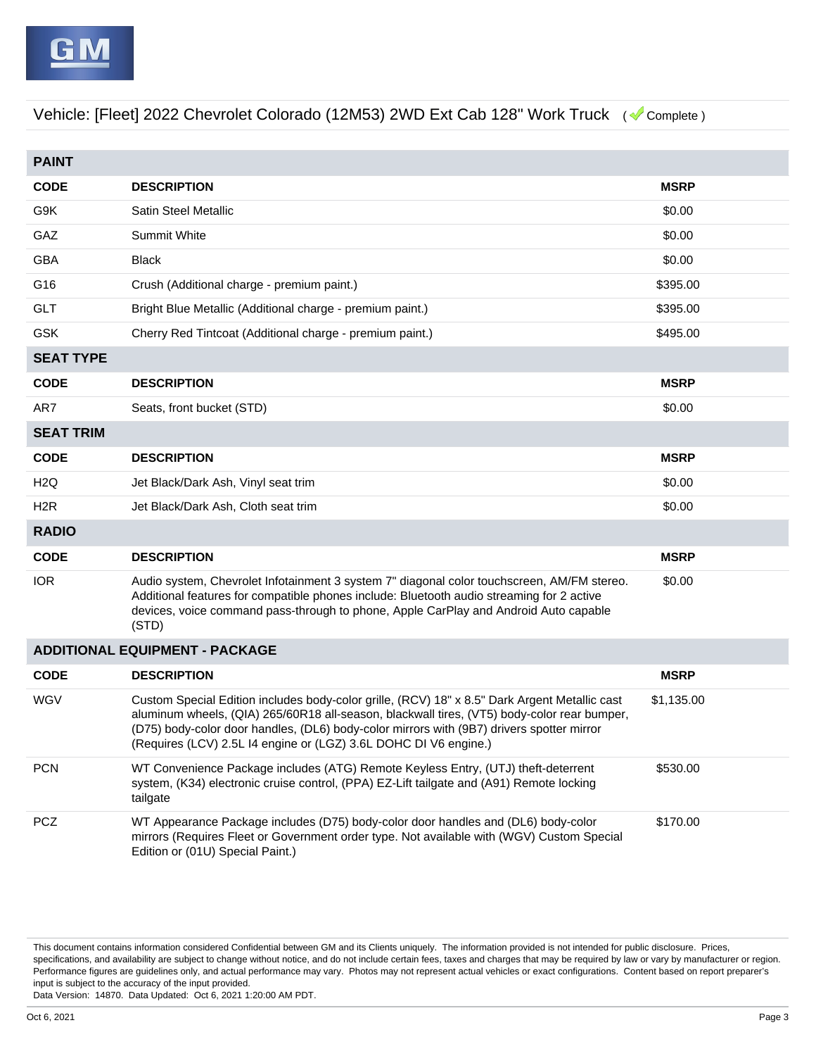Vehicle: [Fleet] 2022 Chevrolet Colorado (12M53) 2WD Ext Cab 128" Work Truck ( Complete )

## PAINT

| CODE | DESCRIPTION | MSRP |
|---|---|---|
| G9K | Satin Steel Metallic | $0.00 |
| GAZ | Summit White | $0.00 |
| GBA | Black | $0.00 |
| G16 | Crush (Additional charge - premium paint.) | $395.00 |
| GLT | Bright Blue Metallic (Additional charge - premium paint.) | $395.00 |
| GSK | Cherry Red Tintcoat (Additional charge - premium paint.) | $495.00 |

## SEAT TYPE

| CODE | DESCRIPTION | MSRP |
|---|---|---|
| AR7 | Seats, front bucket (STD) | $0.00 |

## SEAT TRIM

| CODE | DESCRIPTION | MSRP |
|---|---|---|
| H2Q | Jet Black/Dark Ash, Vinyl seat trim | $0.00 |
| H2R | Jet Black/Dark Ash, Cloth seat trim | $0.00 |

## RADIO

| CODE | DESCRIPTION | MSRP |
|---|---|---|
| IOR | Audio system, Chevrolet Infotainment 3 system 7" diagonal color touchscreen, AM/FM stereo. Additional features for compatible phones include: Bluetooth audio streaming for 2 active devices, voice command pass-through to phone, Apple CarPlay and Android Auto capable (STD) | $0.00 |

## ADDITIONAL EQUIPMENT - PACKAGE

| CODE | DESCRIPTION | MSRP |
|---|---|---|
| WGV | Custom Special Edition includes body-color grille, (RCV) 18" x 8.5" Dark Argent Metallic cast aluminum wheels, (QIA) 265/60R18 all-season, blackwall tires, (VT5) body-color rear bumper, (D75) body-color door handles, (DL6) body-color mirrors with (9B7) drivers spotter mirror (Requires (LCV) 2.5L I4 engine or (LGZ) 3.6L DOHC DI V6 engine.) | $1,135.00 |
| PCN | WT Convenience Package includes (ATG) Remote Keyless Entry, (UTJ) theft-deterrent system, (K34) electronic cruise control, (PPA) EZ-Lift tailgate and (A91) Remote locking tailgate | $530.00 |
| PCZ | WT Appearance Package includes (D75) body-color door handles and (DL6) body-color mirrors (Requires Fleet or Government order type. Not available with (WGV) Custom Special Edition or (01U) Special Paint.) | $170.00 |

This document contains information considered Confidential between GM and its Clients uniquely. The information provided is not intended for public disclosure. Prices, specifications, and availability are subject to change without notice, and do not include certain fees, taxes and charges that may be required by law or vary by manufacturer or region. Performance figures are guidelines only, and actual performance may vary. Photos may not represent actual vehicles or exact configurations. Content based on report preparer's input is subject to the accuracy of the input provided.
Data Version: 14870. Data Updated: Oct 6, 2021 1:20:00 AM PDT.

Oct 6, 2021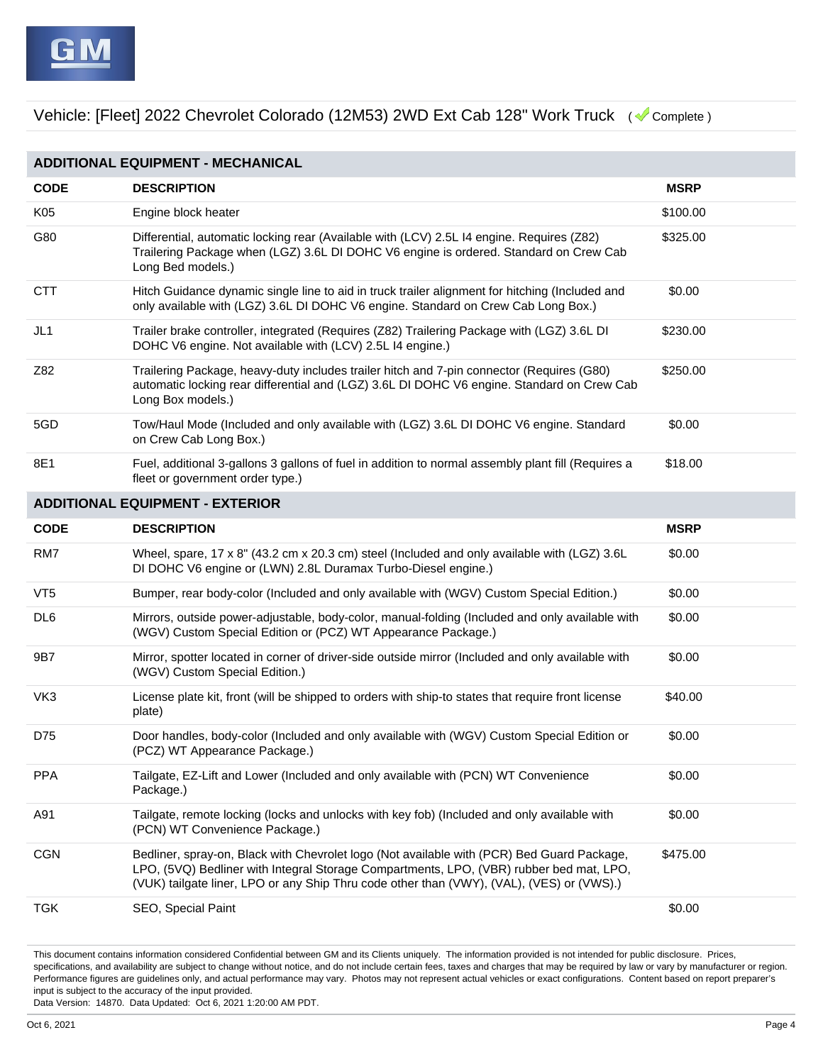Vehicle: [Fleet] 2022 Chevrolet Colorado (12M53) 2WD Ext Cab 128" Work Truck ( Complete )

## ADDITIONAL EQUIPMENT - MECHANICAL

| CODE | DESCRIPTION | MSRP |
|---|---|---|
| K05 | Engine block heater | $100.00 |
| G80 | Differential, automatic locking rear (Available with (LCV) 2.5L I4 engine. Requires (Z82) Trailering Package when (LGZ) 3.6L DI DOHC V6 engine is ordered. Standard on Crew Cab Long Bed models.) | $325.00 |
| CTT | Hitch Guidance dynamic single line to aid in truck trailer alignment for hitching (Included and only available with (LGZ) 3.6L DI DOHC V6 engine. Standard on Crew Cab Long Box.) | $0.00 |
| JL1 | Trailer brake controller, integrated (Requires (Z82) Trailering Package with (LGZ) 3.6L DI DOHC V6 engine. Not available with (LCV) 2.5L I4 engine.) | $230.00 |
| Z82 | Trailering Package, heavy-duty includes trailer hitch and 7-pin connector (Requires (G80) automatic locking rear differential and (LGZ) 3.6L DI DOHC V6 engine. Standard on Crew Cab Long Box models.) | $250.00 |
| 5GD | Tow/Haul Mode (Included and only available with (LGZ) 3.6L DI DOHC V6 engine. Standard on Crew Cab Long Box.) | $0.00 |
| 8E1 | Fuel, additional 3-gallons 3 gallons of fuel in addition to normal assembly plant fill (Requires a fleet or government order type.) | $18.00 |

## ADDITIONAL EQUIPMENT - EXTERIOR

| CODE | DESCRIPTION | MSRP |
|---|---|---|
| RM7 | Wheel, spare, 17 x 8" (43.2 cm x 20.3 cm) steel (Included and only available with (LGZ) 3.6L DI DOHC V6 engine or (LWN) 2.8L Duramax Turbo-Diesel engine.) | $0.00 |
| VT5 | Bumper, rear body-color (Included and only available with (WGV) Custom Special Edition.) | $0.00 |
| DL6 | Mirrors, outside power-adjustable, body-color, manual-folding (Included and only available with (WGV) Custom Special Edition or (PCZ) WT Appearance Package.) | $0.00 |
| 9B7 | Mirror, spotter located in corner of driver-side outside mirror (Included and only available with (WGV) Custom Special Edition.) | $0.00 |
| VK3 | License plate kit, front (will be shipped to orders with ship-to states that require front license plate) | $40.00 |
| D75 | Door handles, body-color (Included and only available with (WGV) Custom Special Edition or (PCZ) WT Appearance Package.) | $0.00 |
| PPA | Tailgate, EZ-Lift and Lower (Included and only available with (PCN) WT Convenience Package.) | $0.00 |
| A91 | Tailgate, remote locking (locks and unlocks with key fob) (Included and only available with (PCN) WT Convenience Package.) | $0.00 |
| CGN | Bedliner, spray-on, Black with Chevrolet logo (Not available with (PCR) Bed Guard Package, LPO, (5VQ) Bedliner with Integral Storage Compartments, LPO, (VBR) rubber bed mat, LPO, (VUK) tailgate liner, LPO or any Ship Thru code other than (VWY), (VAL), (VES) or (VWS).) | $475.00 |
| TGK | SEO, Special Paint | $0.00 |

This document contains information considered Confidential between GM and its Clients uniquely. The information provided is not intended for public disclosure. Prices, specifications, and availability are subject to change without notice, and do not include certain fees, taxes and charges that may be required by law or vary by manufacturer or region. Performance figures are guidelines only, and actual performance may vary. Photos may not represent actual vehicles or exact configurations. Content based on report preparer's input is subject to the accuracy of the input provided.
Data Version: 14870. Data Updated: Oct 6, 2021 1:20:00 AM PDT.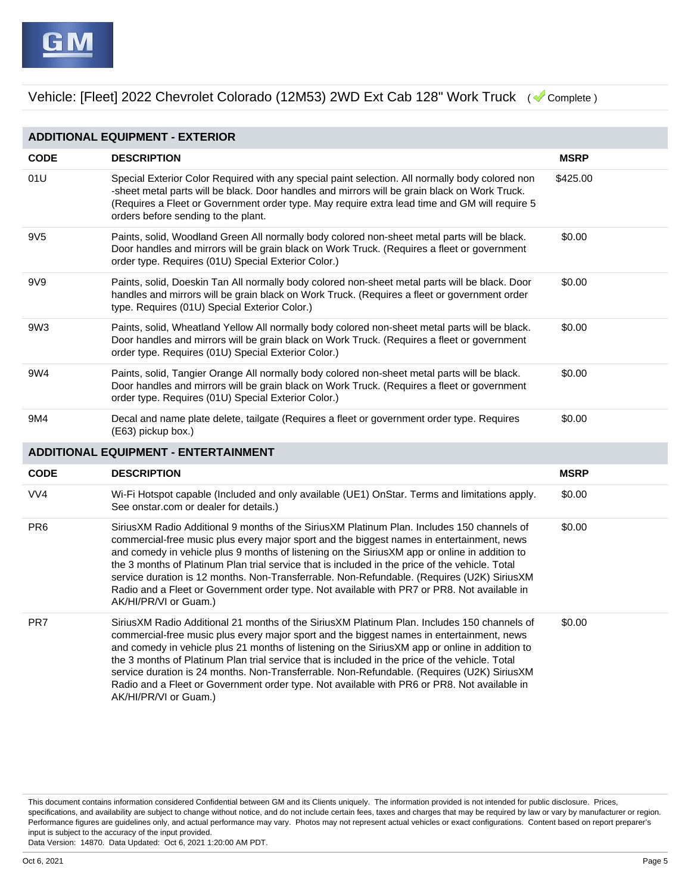Vehicle: [Fleet] 2022 Chevrolet Colorado (12M53) 2WD Ext Cab 128" Work Truck ( Complete )

## ADDITIONAL EQUIPMENT - EXTERIOR

| CODE | DESCRIPTION | MSRP |
|---|---|---|
| 01U | Special Exterior Color Required with any special paint selection. All normally body colored non -sheet metal parts will be black. Door handles and mirrors will be grain black on Work Truck. (Requires a Fleet or Government order type. May require extra lead time and GM will require 5 orders before sending to the plant. | $425.00 |
| 9V5 | Paints, solid, Woodland Green All normally body colored non-sheet metal parts will be black. Door handles and mirrors will be grain black on Work Truck. (Requires a fleet or government order type. Requires (01U) Special Exterior Color.) | $0.00 |
| 9V9 | Paints, solid, Doeskin Tan All normally body colored non-sheet metal parts will be black. Door handles and mirrors will be grain black on Work Truck. (Requires a fleet or government order type. Requires (01U) Special Exterior Color.) | $0.00 |
| 9W3 | Paints, solid, Wheatland Yellow All normally body colored non-sheet metal parts will be black. Door handles and mirrors will be grain black on Work Truck. (Requires a fleet or government order type. Requires (01U) Special Exterior Color.) | $0.00 |
| 9W4 | Paints, solid, Tangier Orange All normally body colored non-sheet metal parts will be black. Door handles and mirrors will be grain black on Work Truck. (Requires a fleet or government order type. Requires (01U) Special Exterior Color.) | $0.00 |
| 9M4 | Decal and name plate delete, tailgate (Requires a fleet or government order type. Requires (E63) pickup box.) | $0.00 |

## ADDITIONAL EQUIPMENT - ENTERTAINMENT

| CODE | DESCRIPTION | MSRP |
|---|---|---|
| VV4 | Wi-Fi Hotspot capable (Included and only available (UE1) OnStar. Terms and limitations apply. See onstar.com or dealer for details.) | $0.00 |
| PR6 | SiriusXM Radio Additional 9 months of the SiriusXM Platinum Plan. Includes 150 channels of commercial-free music plus every major sport and the biggest names in entertainment, news and comedy in vehicle plus 9 months of listening on the SiriusXM app or online in addition to the 3 months of Platinum Plan trial service that is included in the price of the vehicle. Total service duration is 12 months. Non-Transferrable. Non-Refundable. (Requires (U2K) SiriusXM Radio and a Fleet or Government order type. Not available with PR7 or PR8. Not available in AK/HI/PR/VI or Guam.) | $0.00 |
| PR7 | SiriusXM Radio Additional 21 months of the SiriusXM Platinum Plan. Includes 150 channels of commercial-free music plus every major sport and the biggest names in entertainment, news and comedy in vehicle plus 21 months of listening on the SiriusXM app or online in addition to the 3 months of Platinum Plan trial service that is included in the price of the vehicle. Total service duration is 24 months. Non-Transferrable. Non-Refundable. (Requires (U2K) SiriusXM Radio and a Fleet or Government order type. Not available with PR6 or PR8. Not available in AK/HI/PR/VI or Guam.) | $0.00 |

This document contains information considered Confidential between GM and its Clients uniquely. The information provided is not intended for public disclosure. Prices, specifications, and availability are subject to change without notice, and do not include certain fees, taxes and charges that may be required by law or vary by manufacturer or region. Performance figures are guidelines only, and actual performance may vary. Photos may not represent actual vehicles or exact configurations. Content based on report preparer's input is subject to the accuracy of the input provided.

Data Version: 14870. Data Updated: Oct 6, 2021 1:20:00 AM PDT.

Oct 6, 2021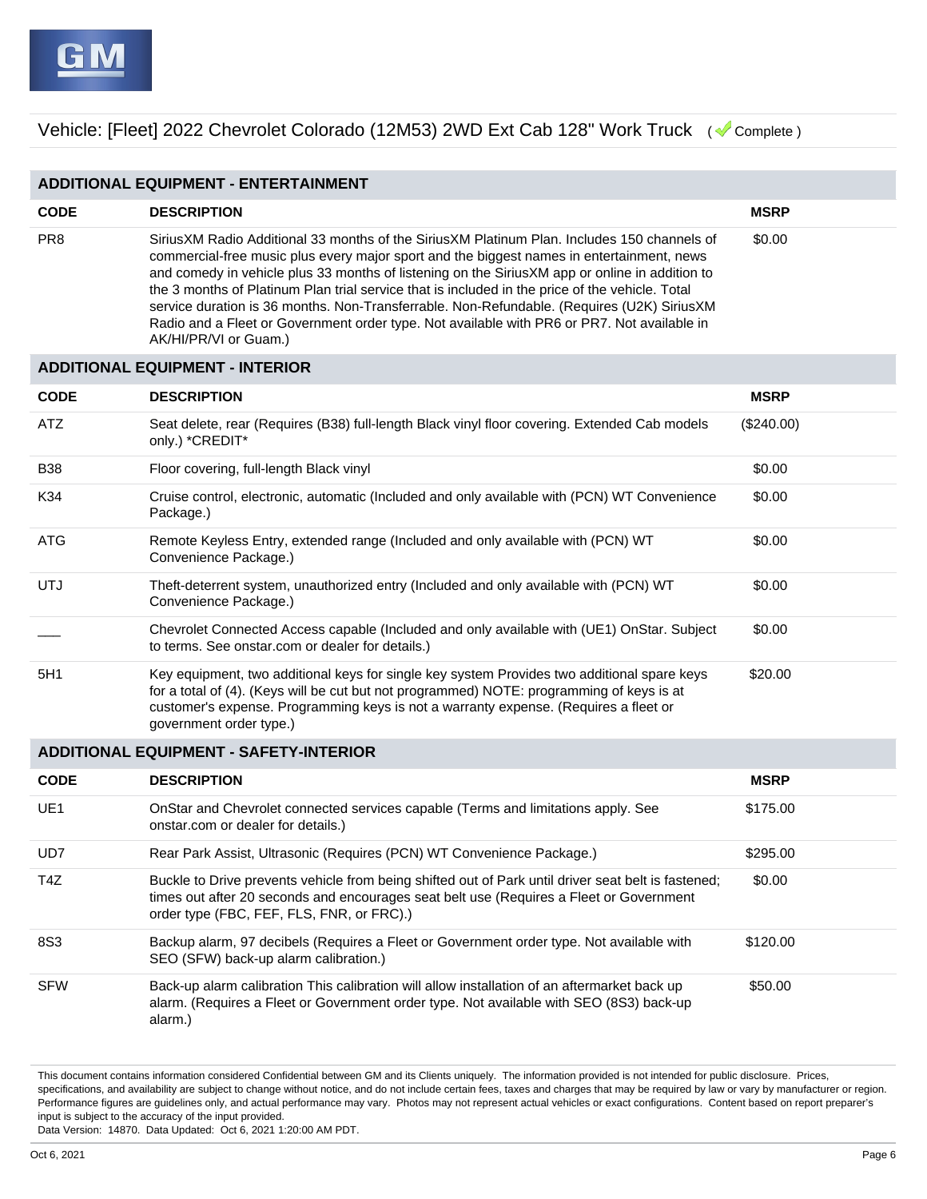Vehicle: [Fleet] 2022 Chevrolet Colorado (12M53) 2WD Ext Cab 128" Work Truck ( Complete )

## ADDITIONAL EQUIPMENT - ENTERTAINMENT

| CODE | DESCRIPTION | MSRP |
|---|---|---|
| PR8 | SiriusXM Radio Additional 33 months of the SiriusXM Platinum Plan. Includes 150 channels of commercial-free music plus every major sport and the biggest names in entertainment, news and comedy in vehicle plus 33 months of listening on the SiriusXM app or online in addition to the 3 months of Platinum Plan trial service that is included in the price of the vehicle. Total service duration is 36 months. Non-Transferrable. Non-Refundable. (Requires (U2K) SiriusXM Radio and a Fleet or Government order type. Not available with PR6 or PR7. Not available in AK/HI/PR/VI or Guam.) | $0.00 |

## ADDITIONAL EQUIPMENT - INTERIOR

| CODE | DESCRIPTION | MSRP |
|---|---|---|
| ATZ | Seat delete, rear (Requires (B38) full-length Black vinyl floor covering. Extended Cab models only.) *CREDIT* | ($240.00) |
| B38 | Floor covering, full-length Black vinyl | $0.00 |
| K34 | Cruise control, electronic, automatic (Included and only available with (PCN) WT Convenience Package.) | $0.00 |
| ATG | Remote Keyless Entry, extended range (Included and only available with (PCN) WT Convenience Package.) | $0.00 |
| UTJ | Theft-deterrent system, unauthorized entry (Included and only available with (PCN) WT Convenience Package.) | $0.00 |
| ___ | Chevrolet Connected Access capable (Included and only available with (UE1) OnStar. Subject to terms. See onstar.com or dealer for details.) | $0.00 |
| 5H1 | Key equipment, two additional keys for single key system Provides two additional spare keys for a total of (4). (Keys will be cut but not programmed) NOTE: programming of keys is at customer's expense. Programming keys is not a warranty expense. (Requires a fleet or government order type.) | $20.00 |

## ADDITIONAL EQUIPMENT - SAFETY-INTERIOR

| CODE | DESCRIPTION | MSRP |
|---|---|---|
| UE1 | OnStar and Chevrolet connected services capable (Terms and limitations apply. See onstar.com or dealer for details.) | $175.00 |
| UD7 | Rear Park Assist, Ultrasonic (Requires (PCN) WT Convenience Package.) | $295.00 |
| T4Z | Buckle to Drive prevents vehicle from being shifted out of Park until driver seat belt is fastened; times out after 20 seconds and encourages seat belt use (Requires a Fleet or Government order type (FBC, FEF, FLS, FNR, or FRC).) | $0.00 |
| 8S3 | Backup alarm, 97 decibels (Requires a Fleet or Government order type. Not available with SEO (SFW) back-up alarm calibration.) | $120.00 |
| SFW | Back-up alarm calibration This calibration will allow installation of an aftermarket back up alarm. (Requires a Fleet or Government order type. Not available with SEO (8S3) back-up alarm.) | $50.00 |

This document contains information considered Confidential between GM and its Clients uniquely. The information provided is not intended for public disclosure. Prices, specifications, and availability are subject to change without notice, and do not include certain fees, taxes and charges that may be required by law or vary by manufacturer or region. Performance figures are guidelines only, and actual performance may vary. Photos may not represent actual vehicles or exact configurations. Content based on report preparer's input is subject to the accuracy of the input provided.
Data Version: 14870. Data Updated: Oct 6, 2021 1:20:00 AM PDT.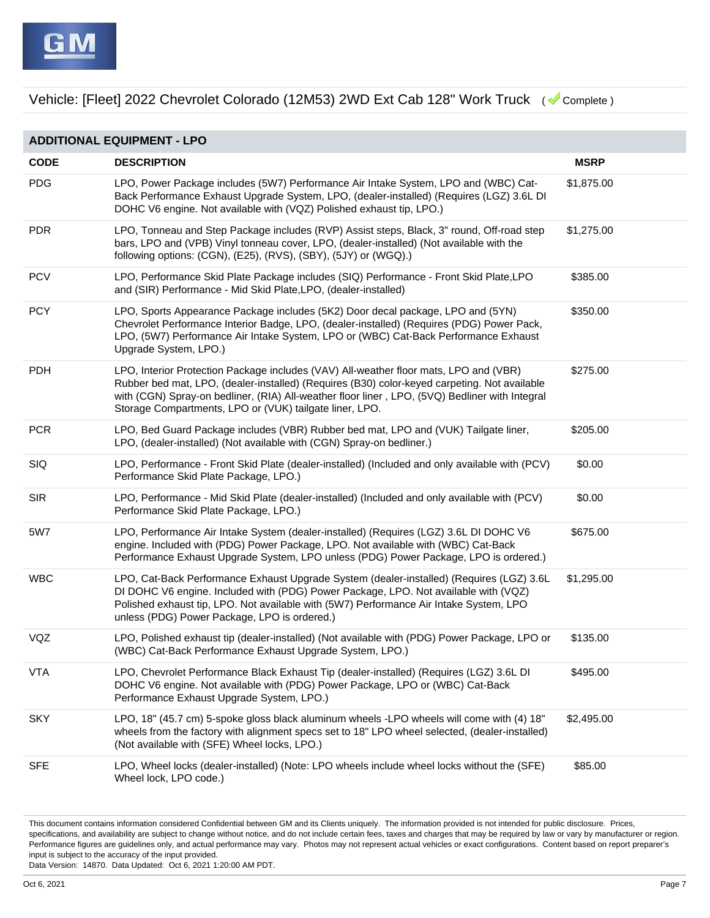Vehicle: [Fleet] 2022 Chevrolet Colorado (12M53) 2WD Ext Cab 128" Work Truck ( Complete )

## ADDITIONAL EQUIPMENT - LPO

| CODE | DESCRIPTION | MSRP |
|---|---|---|
| PDG | LPO, Power Package includes (5W7) Performance Air Intake System, LPO and (WBC) Cat-Back Performance Exhaust Upgrade System, LPO, (dealer-installed) (Requires (LGZ) 3.6L DI DOHC V6 engine. Not available with (VQZ) Polished exhaust tip, LPO.) | $1,875.00 |
| PDR | LPO, Tonneau and Step Package includes (RVP) Assist steps, Black, 3" round, Off-road step bars, LPO and (VPB) Vinyl tonneau cover, LPO, (dealer-installed) (Not available with the following options: (CGN), (E25), (RVS), (SBY), (5JY) or (WGQ).) | $1,275.00 |
| PCV | LPO, Performance Skid Plate Package includes (SIQ) Performance - Front Skid Plate,LPO and (SIR) Performance - Mid Skid Plate,LPO, (dealer-installed) | $385.00 |
| PCY | LPO, Sports Appearance Package includes (5K2) Door decal package, LPO and (5YN) Chevrolet Performance Interior Badge, LPO, (dealer-installed) (Requires (PDG) Power Pack, LPO, (5W7) Performance Air Intake System, LPO or (WBC) Cat-Back Performance Exhaust Upgrade System, LPO.) | $350.00 |
| PDH | LPO, Interior Protection Package includes (VAV) All-weather floor mats, LPO and (VBR) Rubber bed mat, LPO, (dealer-installed) (Requires (B30) color-keyed carpeting. Not available with (CGN) Spray-on bedliner, (RIA) All-weather floor liner , LPO, (5VQ) Bedliner with Integral Storage Compartments, LPO or (VUK) tailgate liner, LPO. | $275.00 |
| PCR | LPO, Bed Guard Package includes (VBR) Rubber bed mat, LPO and (VUK) Tailgate liner, LPO, (dealer-installed) (Not available with (CGN) Spray-on bedliner.) | $205.00 |
| SIQ | LPO, Performance - Front Skid Plate (dealer-installed) (Included and only available with (PCV) Performance Skid Plate Package, LPO.) | $0.00 |
| SIR | LPO, Performance - Mid Skid Plate (dealer-installed) (Included and only available with (PCV) Performance Skid Plate Package, LPO.) | $0.00 |
| 5W7 | LPO, Performance Air Intake System (dealer-installed) (Requires (LGZ) 3.6L DI DOHC V6 engine. Included with (PDG) Power Package, LPO. Not available with (WBC) Cat-Back Performance Exhaust Upgrade System, LPO unless (PDG) Power Package, LPO is ordered.) | $675.00 |
| WBC | LPO, Cat-Back Performance Exhaust Upgrade System (dealer-installed) (Requires (LGZ) 3.6L DI DOHC V6 engine. Included with (PDG) Power Package, LPO. Not available with (VQZ) Polished exhaust tip, LPO. Not available with (5W7) Performance Air Intake System, LPO unless (PDG) Power Package, LPO is ordered.) | $1,295.00 |
| VQZ | LPO, Polished exhaust tip (dealer-installed) (Not available with (PDG) Power Package, LPO or (WBC) Cat-Back Performance Exhaust Upgrade System, LPO.) | $135.00 |
| VTA | LPO, Chevrolet Performance Black Exhaust Tip (dealer-installed) (Requires (LGZ) 3.6L DI DOHC V6 engine. Not available with (PDG) Power Package, LPO or (WBC) Cat-Back Performance Exhaust Upgrade System, LPO.) | $495.00 |
| SKY | LPO, 18" (45.7 cm) 5-spoke gloss black aluminum wheels -LPO wheels will come with (4) 18" wheels from the factory with alignment specs set to 18" LPO wheel selected, (dealer-installed) (Not available with (SFE) Wheel locks, LPO.) | $2,495.00 |
| SFE | LPO, Wheel locks (dealer-installed) (Note: LPO wheels include wheel locks without the (SFE) Wheel lock, LPO code.) | $85.00 |

This document contains information considered Confidential between GM and its Clients uniquely. The information provided is not intended for public disclosure. Prices, specifications, and availability are subject to change without notice, and do not include certain fees, taxes and charges that may be required by law or vary by manufacturer or region. Performance figures are guidelines only, and actual performance may vary. Photos may not represent actual vehicles or exact configurations. Content based on report preparer's input is subject to the accuracy of the input provided.
Data Version: 14870. Data Updated: Oct 6, 2021 1:20:00 AM PDT.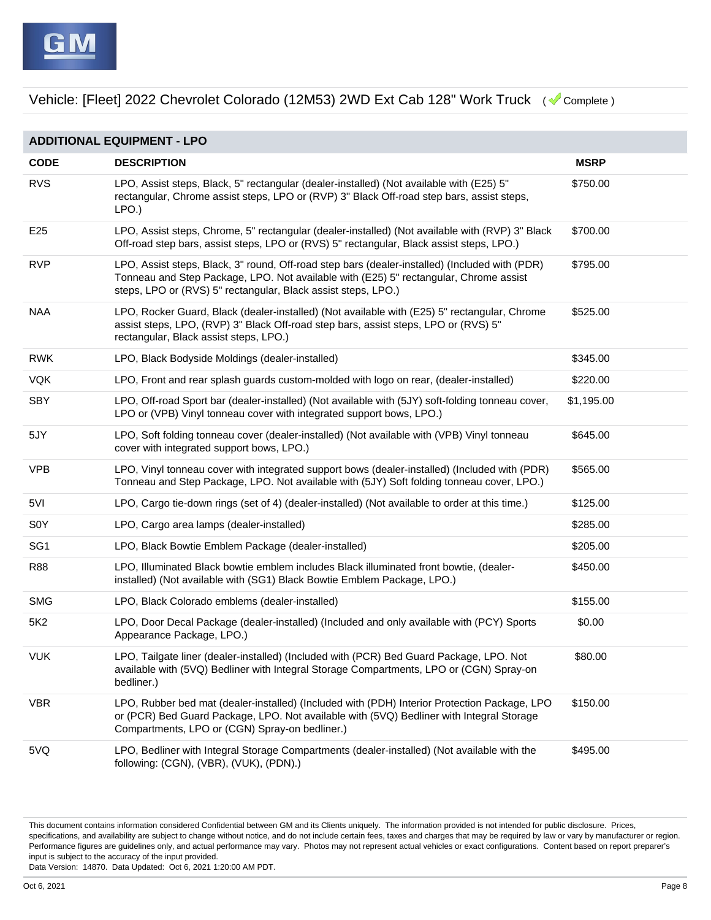Vehicle: [Fleet] 2022 Chevrolet Colorado (12M53) 2WD Ext Cab 128" Work Truck ( Complete )

## ADDITIONAL EQUIPMENT - LPO

| CODE | DESCRIPTION | MSRP |
|---|---|---|
| RVS | LPO, Assist steps, Black, 5" rectangular (dealer-installed) (Not available with (E25) 5" rectangular, Chrome assist steps, LPO or (RVP) 3" Black Off-road step bars, assist steps, LPO.) | $750.00 |
| E25 | LPO, Assist steps, Chrome, 5" rectangular (dealer-installed) (Not available with (RVP) 3" Black Off-road step bars, assist steps, LPO or (RVS) 5" rectangular, Black assist steps, LPO.) | $700.00 |
| RVP | LPO, Assist steps, Black, 3" round, Off-road step bars (dealer-installed) (Included with (PDR) Tonneau and Step Package, LPO. Not available with (E25) 5" rectangular, Chrome assist steps, LPO or (RVS) 5" rectangular, Black assist steps, LPO.) | $795.00 |
| NAA | LPO, Rocker Guard, Black (dealer-installed) (Not available with (E25) 5" rectangular, Chrome assist steps, LPO, (RVP) 3" Black Off-road step bars, assist steps, LPO or (RVS) 5" rectangular, Black assist steps, LPO.) | $525.00 |
| RWK | LPO, Black Bodyside Moldings (dealer-installed) | $345.00 |
| VQK | LPO, Front and rear splash guards custom-molded with logo on rear, (dealer-installed) | $220.00 |
| SBY | LPO, Off-road Sport bar (dealer-installed) (Not available with (5JY) soft-folding tonneau cover, LPO or (VPB) Vinyl tonneau cover with integrated support bows, LPO.) | $1,195.00 |
| 5JY | LPO, Soft folding tonneau cover (dealer-installed) (Not available with (VPB) Vinyl tonneau cover with integrated support bows, LPO.) | $645.00 |
| VPB | LPO, Vinyl tonneau cover with integrated support bows (dealer-installed) (Included with (PDR) Tonneau and Step Package, LPO. Not available with (5JY) Soft folding tonneau cover, LPO.) | $565.00 |
| 5VI | LPO, Cargo tie-down rings (set of 4) (dealer-installed) (Not available to order at this time.) | $125.00 |
| S0Y | LPO, Cargo area lamps (dealer-installed) | $285.00 |
| SG1 | LPO, Black Bowtie Emblem Package (dealer-installed) | $205.00 |
| R88 | LPO, Illuminated Black bowtie emblem includes Black illuminated front bowtie, (dealer-installed) (Not available with (SG1) Black Bowtie Emblem Package, LPO.) | $450.00 |
| SMG | LPO, Black Colorado emblems (dealer-installed) | $155.00 |
| 5K2 | LPO, Door Decal Package (dealer-installed) (Included and only available with (PCY) Sports Appearance Package, LPO.) | $0.00 |
| VUK | LPO, Tailgate liner (dealer-installed) (Included with (PCR) Bed Guard Package, LPO. Not available with (5VQ) Bedliner with Integral Storage Compartments, LPO or (CGN) Spray-on bedliner.) | $80.00 |
| VBR | LPO, Rubber bed mat (dealer-installed) (Included with (PDH) Interior Protection Package, LPO or (PCR) Bed Guard Package, LPO. Not available with (5VQ) Bedliner with Integral Storage Compartments, LPO or (CGN) Spray-on bedliner.) | $150.00 |
| 5VQ | LPO, Bedliner with Integral Storage Compartments (dealer-installed) (Not available with the following: (CGN), (VBR), (VUK), (PDN).) | $495.00 |

This document contains information considered Confidential between GM and its Clients uniquely. The information provided is not intended for public disclosure. Prices, specifications, and availability are subject to change without notice, and do not include certain fees, taxes and charges that may be required by law or vary by manufacturer or region. Performance figures are guidelines only, and actual performance may vary. Photos may not represent actual vehicles or exact configurations. Content based on report preparer's input is subject to the accuracy of the input provided.
Data Version: 14870. Data Updated: Oct 6, 2021 1:20:00 AM PDT.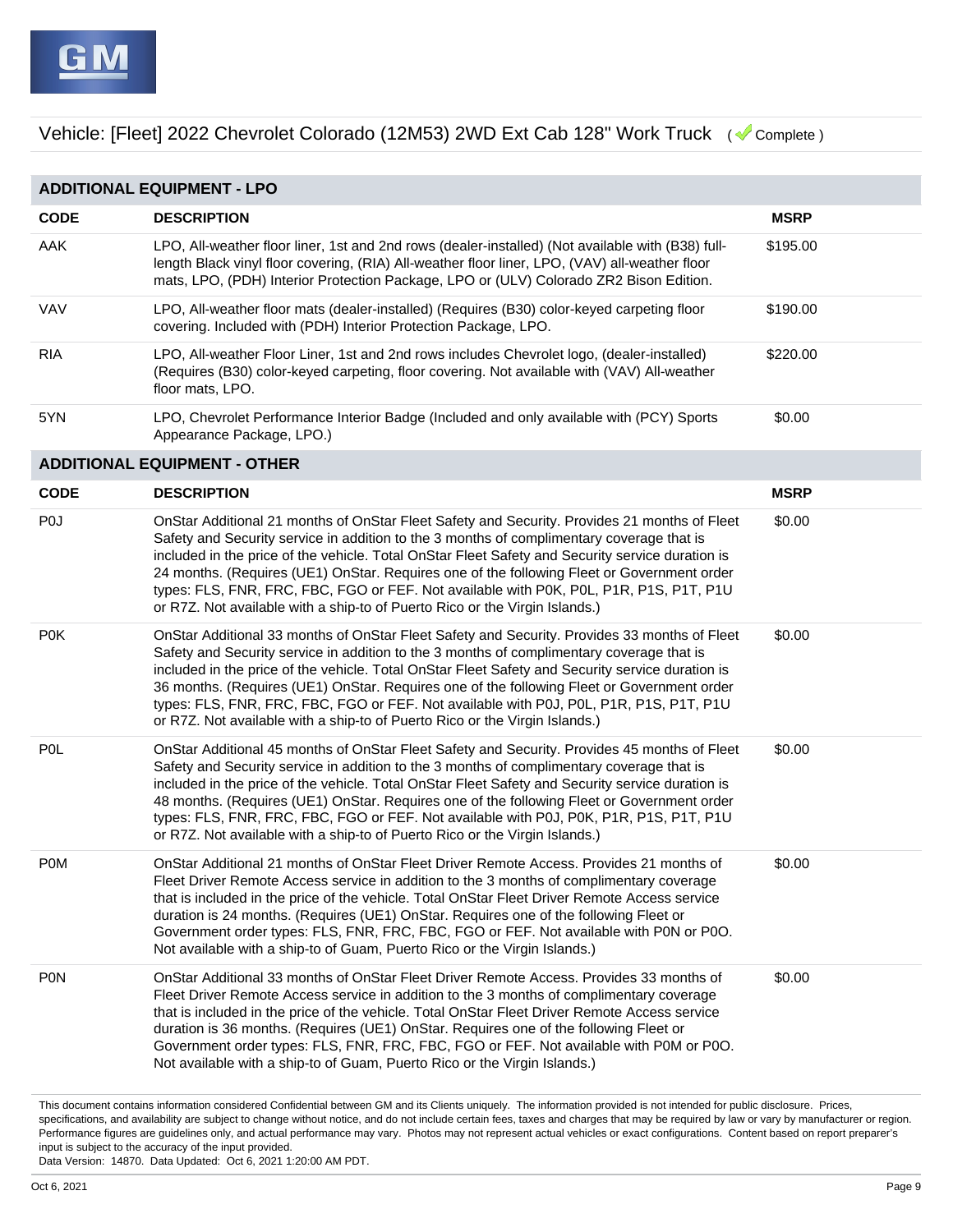Vehicle: [Fleet] 2022 Chevrolet Colorado (12M53) 2WD Ext Cab 128" Work Truck ( Complete )

## ADDITIONAL EQUIPMENT - LPO

| CODE | DESCRIPTION | MSRP |
|---|---|---|
| AAK | LPO, All-weather floor liner, 1st and 2nd rows (dealer-installed) (Not available with (B38) full-length Black vinyl floor covering, (RIA) All-weather floor liner, LPO, (VAV) all-weather floor mats, LPO, (PDH) Interior Protection Package, LPO or (ULV) Colorado ZR2 Bison Edition. | $195.00 |
| VAV | LPO, All-weather floor mats (dealer-installed) (Requires (B30) color-keyed carpeting floor covering. Included with (PDH) Interior Protection Package, LPO. | $190.00 |
| RIA | LPO, All-weather Floor Liner, 1st and 2nd rows includes Chevrolet logo, (dealer-installed) (Requires (B30) color-keyed carpeting, floor covering. Not available with (VAV) All-weather floor mats, LPO. | $220.00 |
| 5YN | LPO, Chevrolet Performance Interior Badge (Included and only available with (PCY) Sports Appearance Package, LPO.) | $0.00 |

## ADDITIONAL EQUIPMENT - OTHER

| CODE | DESCRIPTION | MSRP |
|---|---|---|
| P0J | OnStar Additional 21 months of OnStar Fleet Safety and Security. Provides 21 months of Fleet Safety and Security service in addition to the 3 months of complimentary coverage that is included in the price of the vehicle. Total OnStar Fleet Safety and Security service duration is 24 months. (Requires (UE1) OnStar. Requires one of the following Fleet or Government order types: FLS, FNR, FRC, FBC, FGO or FEF. Not available with P0K, P0L, P1R, P1S, P1T, P1U or R7Z. Not available with a ship-to of Puerto Rico or the Virgin Islands.) | $0.00 |
| P0K | OnStar Additional 33 months of OnStar Fleet Safety and Security. Provides 33 months of Fleet Safety and Security service in addition to the 3 months of complimentary coverage that is included in the price of the vehicle. Total OnStar Fleet Safety and Security service duration is 36 months. (Requires (UE1) OnStar. Requires one of the following Fleet or Government order types: FLS, FNR, FRC, FBC, FGO or FEF. Not available with P0J, P0L, P1R, P1S, P1T, P1U or R7Z. Not available with a ship-to of Puerto Rico or the Virgin Islands.) | $0.00 |
| P0L | OnStar Additional 45 months of OnStar Fleet Safety and Security. Provides 45 months of Fleet Safety and Security service in addition to the 3 months of complimentary coverage that is included in the price of the vehicle. Total OnStar Fleet Safety and Security service duration is 48 months. (Requires (UE1) OnStar. Requires one of the following Fleet or Government order types: FLS, FNR, FRC, FBC, FGO or FEF. Not available with P0J, P0K, P1R, P1S, P1T, P1U or R7Z. Not available with a ship-to of Puerto Rico or the Virgin Islands.) | $0.00 |
| P0M | OnStar Additional 21 months of OnStar Fleet Driver Remote Access. Provides 21 months of Fleet Driver Remote Access service in addition to the 3 months of complimentary coverage that is included in the price of the vehicle. Total OnStar Fleet Driver Remote Access service duration is 24 months. (Requires (UE1) OnStar. Requires one of the following Fleet or Government order types: FLS, FNR, FRC, FBC, FGO or FEF. Not available with P0N or P0O. Not available with a ship-to of Guam, Puerto Rico or the Virgin Islands.) | $0.00 |
| P0N | OnStar Additional 33 months of OnStar Fleet Driver Remote Access. Provides 33 months of Fleet Driver Remote Access service in addition to the 3 months of complimentary coverage that is included in the price of the vehicle. Total OnStar Fleet Driver Remote Access service duration is 36 months. (Requires (UE1) OnStar. Requires one of the following Fleet or Government order types: FLS, FNR, FRC, FBC, FGO or FEF. Not available with P0M or P0O. Not available with a ship-to of Guam, Puerto Rico or the Virgin Islands.) | $0.00 |

This document contains information considered Confidential between GM and its Clients uniquely. The information provided is not intended for public disclosure. Prices, specifications, and availability are subject to change without notice, and do not include certain fees, taxes and charges that may be required by law or vary by manufacturer or region. Performance figures are guidelines only, and actual performance may vary. Photos may not represent actual vehicles or exact configurations. Content based on report preparer's input is subject to the accuracy of the input provided.
Data Version: 14870. Data Updated: Oct 6, 2021 1:20:00 AM PDT.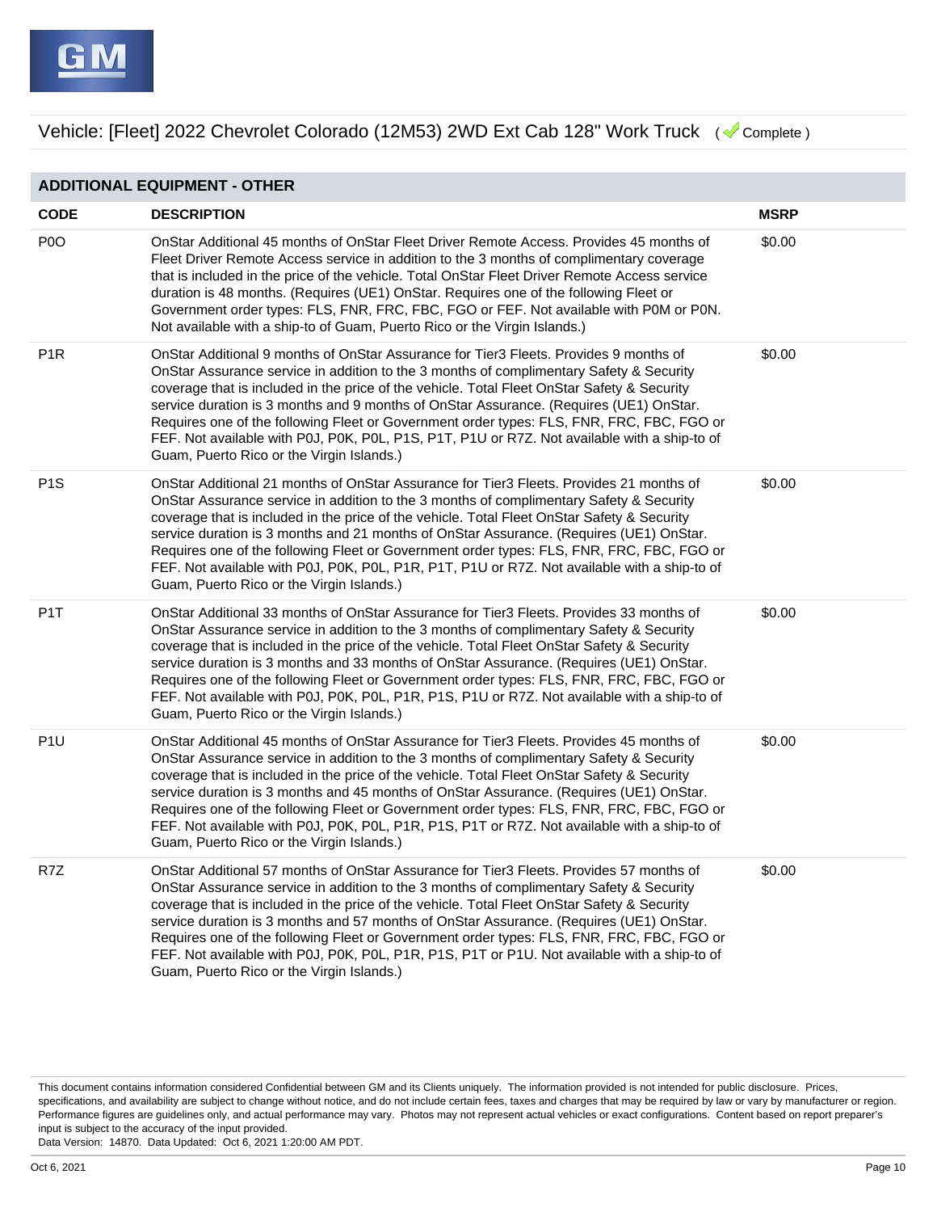Vehicle: [Fleet] 2022 Chevrolet Colorado (12M53) 2WD Ext Cab 128" Work Truck ( Complete )

## ADDITIONAL EQUIPMENT - OTHER

| CODE | DESCRIPTION | MSRP |
|---|---|---|
| P0O | OnStar Additional 45 months of OnStar Fleet Driver Remote Access. Provides 45 months of Fleet Driver Remote Access service in addition to the 3 months of complimentary coverage that is included in the price of the vehicle. Total OnStar Fleet Driver Remote Access service duration is 48 months. (Requires (UE1) OnStar. Requires one of the following Fleet or Government order types: FLS, FNR, FRC, FBC, FGO or FEF. Not available with P0M or P0N. Not available with a ship-to of Guam, Puerto Rico or the Virgin Islands.) | $0.00 |
| P1R | OnStar Additional 9 months of OnStar Assurance for Tier3 Fleets. Provides 9 months of OnStar Assurance service in addition to the 3 months of complimentary Safety & Security coverage that is included in the price of the vehicle. Total Fleet OnStar Safety & Security service duration is 3 months and 9 months of OnStar Assurance. (Requires (UE1) OnStar. Requires one of the following Fleet or Government order types: FLS, FNR, FRC, FBC, FGO or FEF. Not available with P0J, P0K, P0L, P1S, P1T, P1U or R7Z. Not available with a ship-to of Guam, Puerto Rico or the Virgin Islands.) | $0.00 |
| P1S | OnStar Additional 21 months of OnStar Assurance for Tier3 Fleets. Provides 21 months of OnStar Assurance service in addition to the 3 months of complimentary Safety & Security coverage that is included in the price of the vehicle. Total Fleet OnStar Safety & Security service duration is 3 months and 21 months of OnStar Assurance. (Requires (UE1) OnStar. Requires one of the following Fleet or Government order types: FLS, FNR, FRC, FBC, FGO or FEF. Not available with P0J, P0K, P0L, P1R, P1T, P1U or R7Z. Not available with a ship-to of Guam, Puerto Rico or the Virgin Islands.) | $0.00 |
| P1T | OnStar Additional 33 months of OnStar Assurance for Tier3 Fleets. Provides 33 months of OnStar Assurance service in addition to the 3 months of complimentary Safety & Security coverage that is included in the price of the vehicle. Total Fleet OnStar Safety & Security service duration is 3 months and 33 months of OnStar Assurance. (Requires (UE1) OnStar. Requires one of the following Fleet or Government order types: FLS, FNR, FRC, FBC, FGO or FEF. Not available with P0J, P0K, P0L, P1R, P1S, P1U or R7Z. Not available with a ship-to of Guam, Puerto Rico or the Virgin Islands.) | $0.00 |
| P1U | OnStar Additional 45 months of OnStar Assurance for Tier3 Fleets. Provides 45 months of OnStar Assurance service in addition to the 3 months of complimentary Safety & Security coverage that is included in the price of the vehicle. Total Fleet OnStar Safety & Security service duration is 3 months and 45 months of OnStar Assurance. (Requires (UE1) OnStar. Requires one of the following Fleet or Government order types: FLS, FNR, FRC, FBC, FGO or FEF. Not available with P0J, P0K, P0L, P1R, P1S, P1T or R7Z. Not available with a ship-to of Guam, Puerto Rico or the Virgin Islands.) | $0.00 |
| R7Z | OnStar Additional 57 months of OnStar Assurance for Tier3 Fleets. Provides 57 months of OnStar Assurance service in addition to the 3 months of complimentary Safety & Security coverage that is included in the price of the vehicle. Total Fleet OnStar Safety & Security service duration is 3 months and 57 months of OnStar Assurance. (Requires (UE1) OnStar. Requires one of the following Fleet or Government order types: FLS, FNR, FRC, FBC, FGO or FEF. Not available with P0J, P0K, P0L, P1R, P1S, P1T or P1U. Not available with a ship-to of Guam, Puerto Rico or the Virgin Islands.) | $0.00 |

This document contains information considered Confidential between GM and its Clients uniquely. The information provided is not intended for public disclosure. Prices, specifications, and availability are subject to change without notice, and do not include certain fees, taxes and charges that may be required by law or vary by manufacturer or region. Performance figures are guidelines only, and actual performance may vary. Photos may not represent actual vehicles or exact configurations. Content based on report preparer's input is subject to the accuracy of the input provided.
Data Version: 14870. Data Updated: Oct 6, 2021 1:20:00 AM PDT.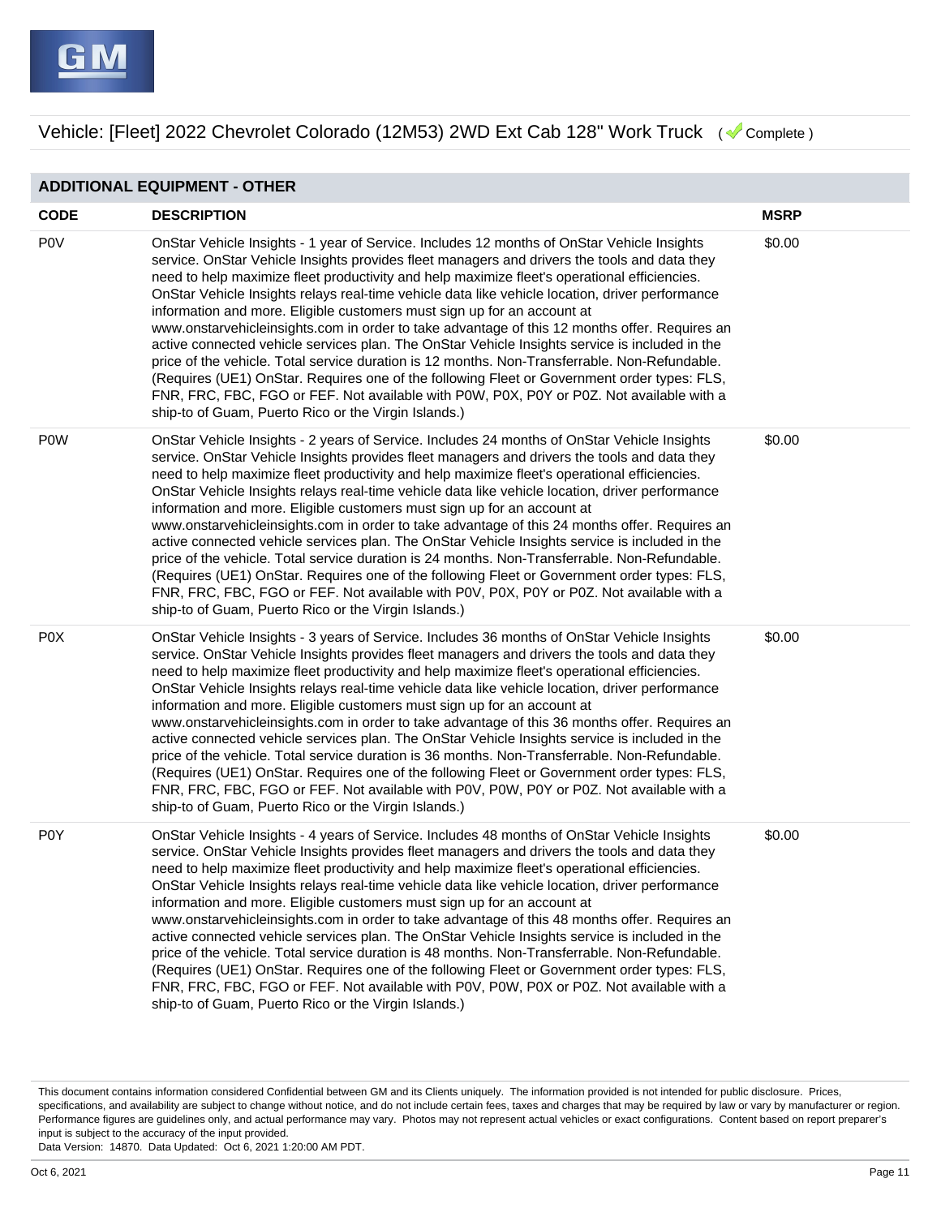Vehicle: [Fleet] 2022 Chevrolet Colorado (12M53) 2WD Ext Cab 128" Work Truck ( Complete )

## ADDITIONAL EQUIPMENT - OTHER

| CODE | DESCRIPTION | MSRP |
|---|---|---|
| P0V | OnStar Vehicle Insights - 1 year of Service. Includes 12 months of OnStar Vehicle Insights service. OnStar Vehicle Insights provides fleet managers and drivers the tools and data they need to help maximize fleet productivity and help maximize fleet's operational efficiencies. OnStar Vehicle Insights relays real-time vehicle data like vehicle location, driver performance information and more. Eligible customers must sign up for an account at www.onstarvehicleinsights.com in order to take advantage of this 12 months offer. Requires an active connected vehicle services plan. The OnStar Vehicle Insights service is included in the price of the vehicle. Total service duration is 12 months. Non-Transferrable. Non-Refundable. (Requires (UE1) OnStar. Requires one of the following Fleet or Government order types: FLS, FNR, FRC, FBC, FGO or FEF. Not available with P0W, P0X, P0Y or P0Z. Not available with a ship-to of Guam, Puerto Rico or the Virgin Islands.) | $0.00 |
| P0W | OnStar Vehicle Insights - 2 years of Service. Includes 24 months of OnStar Vehicle Insights service. OnStar Vehicle Insights provides fleet managers and drivers the tools and data they need to help maximize fleet productivity and help maximize fleet's operational efficiencies. OnStar Vehicle Insights relays real-time vehicle data like vehicle location, driver performance information and more. Eligible customers must sign up for an account at www.onstarvehicleinsights.com in order to take advantage of this 24 months offer. Requires an active connected vehicle services plan. The OnStar Vehicle Insights service is included in the price of the vehicle. Total service duration is 24 months. Non-Transferrable. Non-Refundable. (Requires (UE1) OnStar. Requires one of the following Fleet or Government order types: FLS, FNR, FRC, FBC, FGO or FEF. Not available with P0V, P0X, P0Y or P0Z. Not available with a ship-to of Guam, Puerto Rico or the Virgin Islands.) | $0.00 |
| P0X | OnStar Vehicle Insights - 3 years of Service. Includes 36 months of OnStar Vehicle Insights service. OnStar Vehicle Insights provides fleet managers and drivers the tools and data they need to help maximize fleet productivity and help maximize fleet's operational efficiencies. OnStar Vehicle Insights relays real-time vehicle data like vehicle location, driver performance information and more. Eligible customers must sign up for an account at www.onstarvehicleinsights.com in order to take advantage of this 36 months offer. Requires an active connected vehicle services plan. The OnStar Vehicle Insights service is included in the price of the vehicle. Total service duration is 36 months. Non-Transferrable. Non-Refundable. (Requires (UE1) OnStar. Requires one of the following Fleet or Government order types: FLS, FNR, FRC, FBC, FGO or FEF. Not available with P0V, P0W, P0Y or P0Z. Not available with a ship-to of Guam, Puerto Rico or the Virgin Islands.) | $0.00 |
| P0Y | OnStar Vehicle Insights - 4 years of Service. Includes 48 months of OnStar Vehicle Insights service. OnStar Vehicle Insights provides fleet managers and drivers the tools and data they need to help maximize fleet productivity and help maximize fleet's operational efficiencies. OnStar Vehicle Insights relays real-time vehicle data like vehicle location, driver performance information and more. Eligible customers must sign up for an account at www.onstarvehicleinsights.com in order to take advantage of this 48 months offer. Requires an active connected vehicle services plan. The OnStar Vehicle Insights service is included in the price of the vehicle. Total service duration is 48 months. Non-Transferrable. Non-Refundable. (Requires (UE1) OnStar. Requires one of the following Fleet or Government order types: FLS, FNR, FRC, FBC, FGO or FEF. Not available with P0V, P0W, P0X or P0Z. Not available with a ship-to of Guam, Puerto Rico or the Virgin Islands.) | $0.00 |

This document contains information considered Confidential between GM and its Clients uniquely. The information provided is not intended for public disclosure. Prices, specifications, and availability are subject to change without notice, and do not include certain fees, taxes and charges that may be required by law or vary by manufacturer or region. Performance figures are guidelines only, and actual performance may vary. Photos may not represent actual vehicles or exact configurations. Content based on report preparer's input is subject to the accuracy of the input provided.
Data Version: 14870. Data Updated: Oct 6, 2021 1:20:00 AM PDT.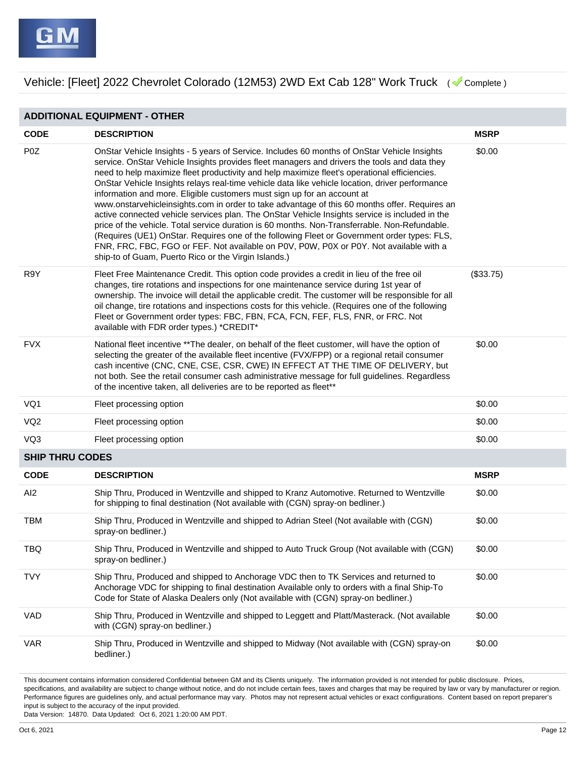Vehicle: [Fleet] 2022 Chevrolet Colorado (12M53) 2WD Ext Cab 128" Work Truck ( Complete )

## ADDITIONAL EQUIPMENT - OTHER

| CODE | DESCRIPTION | MSRP |
|---|---|---|
| P0Z | OnStar Vehicle Insights - 5 years of Service. Includes 60 months of OnStar Vehicle Insights service. OnStar Vehicle Insights provides fleet managers and drivers the tools and data they need to help maximize fleet productivity and help maximize fleet's operational efficiencies. OnStar Vehicle Insights relays real-time vehicle data like vehicle location, driver performance information and more. Eligible customers must sign up for an account at www.onstarvehicleinsights.com in order to take advantage of this 60 months offer. Requires an active connected vehicle services plan. The OnStar Vehicle Insights service is included in the price of the vehicle. Total service duration is 60 months. Non-Transferrable. Non-Refundable. (Requires (UE1) OnStar. Requires one of the following Fleet or Government order types: FLS, FNR, FRC, FBC, FGO or FEF. Not available on P0V, P0W, P0X or P0Y. Not available with a ship-to of Guam, Puerto Rico or the Virgin Islands.) | $0.00 |
| R9Y | Fleet Free Maintenance Credit. This option code provides a credit in lieu of the free oil changes, tire rotations and inspections for one maintenance service during 1st year of ownership. The invoice will detail the applicable credit. The customer will be responsible for all oil change, tire rotations and inspections costs for this vehicle. (Requires one of the following Fleet or Government order types: FBC, FBN, FCA, FCN, FEF, FLS, FNR, or FRC. Not available with FDR order types.) *CREDIT* | ($33.75) |
| FVX | National fleet incentive **The dealer, on behalf of the fleet customer, will have the option of selecting the greater of the available fleet incentive (FVX/FPP) or a regional retail consumer cash incentive (CNC, CNE, CSE, CSR, CWE) IN EFFECT AT THE TIME OF DELIVERY, but not both. See the retail consumer cash administrative message for full guidelines. Regardless of the incentive taken, all deliveries are to be reported as fleet** | $0.00 |
| VQ1 | Fleet processing option | $0.00 |
| VQ2 | Fleet processing option | $0.00 |
| VQ3 | Fleet processing option | $0.00 |

## SHIP THRU CODES

| CODE | DESCRIPTION | MSRP |
|---|---|---|
| AI2 | Ship Thru, Produced in Wentzville and shipped to Kranz Automotive. Returned to Wentzville for shipping to final destination (Not available with (CGN) spray-on bedliner.) | $0.00 |
| TBM | Ship Thru, Produced in Wentzville and shipped to Adrian Steel (Not available with (CGN) spray-on bedliner.) | $0.00 |
| TBQ | Ship Thru, Produced in Wentzville and shipped to Auto Truck Group (Not available with (CGN) spray-on bedliner.) | $0.00 |
| TVY | Ship Thru, Produced and shipped to Anchorage VDC then to TK Services and returned to Anchorage VDC for shipping to final destination Available only to orders with a final Ship-To Code for State of Alaska Dealers only (Not available with (CGN) spray-on bedliner.) | $0.00 |
| VAD | Ship Thru, Produced in Wentzville and shipped to Leggett and Platt/Masterack. (Not available with (CGN) spray-on bedliner.) | $0.00 |
| VAR | Ship Thru, Produced in Wentzville and shipped to Midway (Not available with (CGN) spray-on bedliner.) | $0.00 |

This document contains information considered Confidential between GM and its Clients uniquely. The information provided is not intended for public disclosure. Prices, specifications, and availability are subject to change without notice, and do not include certain fees, taxes and charges that may be required by law or vary by manufacturer or region. Performance figures are guidelines only, and actual performance may vary. Photos may not represent actual vehicles or exact configurations. Content based on report preparer's input is subject to the accuracy of the input provided.
Data Version: 14870. Data Updated: Oct 6, 2021 1:20:00 AM PDT.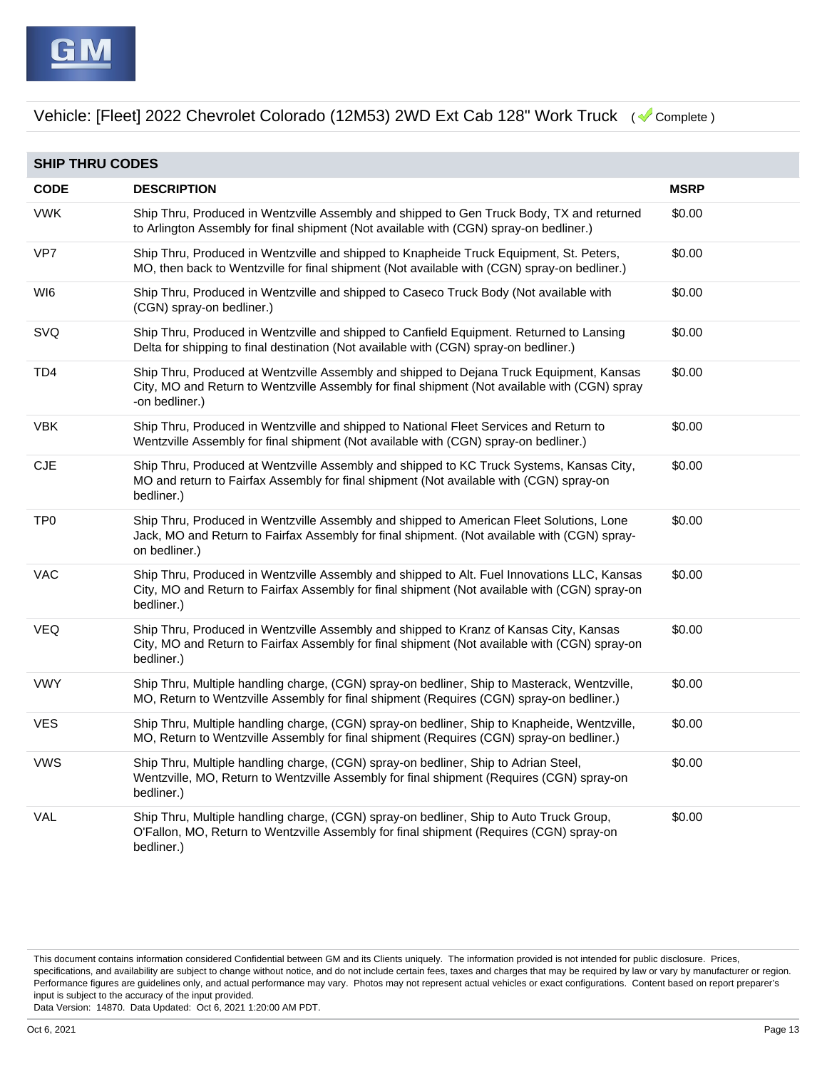Vehicle: [Fleet] 2022 Chevrolet Colorado (12M53) 2WD Ext Cab 128" Work Truck ( Complete )

## SHIP THRU CODES

| CODE | DESCRIPTION | MSRP |
|---|---|---|
| VWK | Ship Thru, Produced in Wentzville Assembly and shipped to Gen Truck Body, TX and returned to Arlington Assembly for final shipment (Not available with (CGN) spray-on bedliner.) | $0.00 |
| VP7 | Ship Thru, Produced in Wentzville and shipped to Knapheide Truck Equipment, St. Peters, MO, then back to Wentzville for final shipment (Not available with (CGN) spray-on bedliner.) | $0.00 |
| WI6 | Ship Thru, Produced in Wentzville and shipped to Caseco Truck Body (Not available with (CGN) spray-on bedliner.) | $0.00 |
| SVQ | Ship Thru, Produced in Wentzville and shipped to Canfield Equipment. Returned to Lansing Delta for shipping to final destination (Not available with (CGN) spray-on bedliner.) | $0.00 |
| TD4 | Ship Thru, Produced at Wentzville Assembly and shipped to Dejana Truck Equipment, Kansas City, MO and Return to Wentzville Assembly for final shipment (Not available with (CGN) spray-on bedliner.) | $0.00 |
| VBK | Ship Thru, Produced in Wentzville and shipped to National Fleet Services and Return to Wentzville Assembly for final shipment (Not available with (CGN) spray-on bedliner.) | $0.00 |
| CJE | Ship Thru, Produced at Wentzville Assembly and shipped to KC Truck Systems, Kansas City, MO and return to Fairfax Assembly for final shipment (Not available with (CGN) spray-on bedliner.) | $0.00 |
| TP0 | Ship Thru, Produced in Wentzville Assembly and shipped to American Fleet Solutions, Lone Jack, MO and Return to Fairfax Assembly for final shipment. (Not available with (CGN) spray-on bedliner.) | $0.00 |
| VAC | Ship Thru, Produced in Wentzville Assembly and shipped to Alt. Fuel Innovations LLC, Kansas City, MO and Return to Fairfax Assembly for final shipment (Not available with (CGN) spray-on bedliner.) | $0.00 |
| VEQ | Ship Thru, Produced in Wentzville Assembly and shipped to Kranz of Kansas City, Kansas City, MO and Return to Fairfax Assembly for final shipment (Not available with (CGN) spray-on bedliner.) | $0.00 |
| VWY | Ship Thru, Multiple handling charge, (CGN) spray-on bedliner, Ship to Masterack, Wentzville, MO, Return to Wentzville Assembly for final shipment (Requires (CGN) spray-on bedliner.) | $0.00 |
| VES | Ship Thru, Multiple handling charge, (CGN) spray-on bedliner, Ship to Knapheide, Wentzville, MO, Return to Wentzville Assembly for final shipment (Requires (CGN) spray-on bedliner.) | $0.00 |
| VWS | Ship Thru, Multiple handling charge, (CGN) spray-on bedliner, Ship to Adrian Steel, Wentzville, MO, Return to Wentzville Assembly for final shipment (Requires (CGN) spray-on bedliner.) | $0.00 |
| VAL | Ship Thru, Multiple handling charge, (CGN) spray-on bedliner, Ship to Auto Truck Group, O'Fallon, MO, Return to Wentzville Assembly for final shipment (Requires (CGN) spray-on bedliner.) | $0.00 |

This document contains information considered Confidential between GM and its Clients uniquely. The information provided is not intended for public disclosure. Prices, specifications, and availability are subject to change without notice, and do not include certain fees, taxes and charges that may be required by law or vary by manufacturer or region. Performance figures are guidelines only, and actual performance may vary. Photos may not represent actual vehicles or exact configurations. Content based on report preparer's input is subject to the accuracy of the input provided.
Data Version: 14870. Data Updated: Oct 6, 2021 1:20:00 AM PDT.